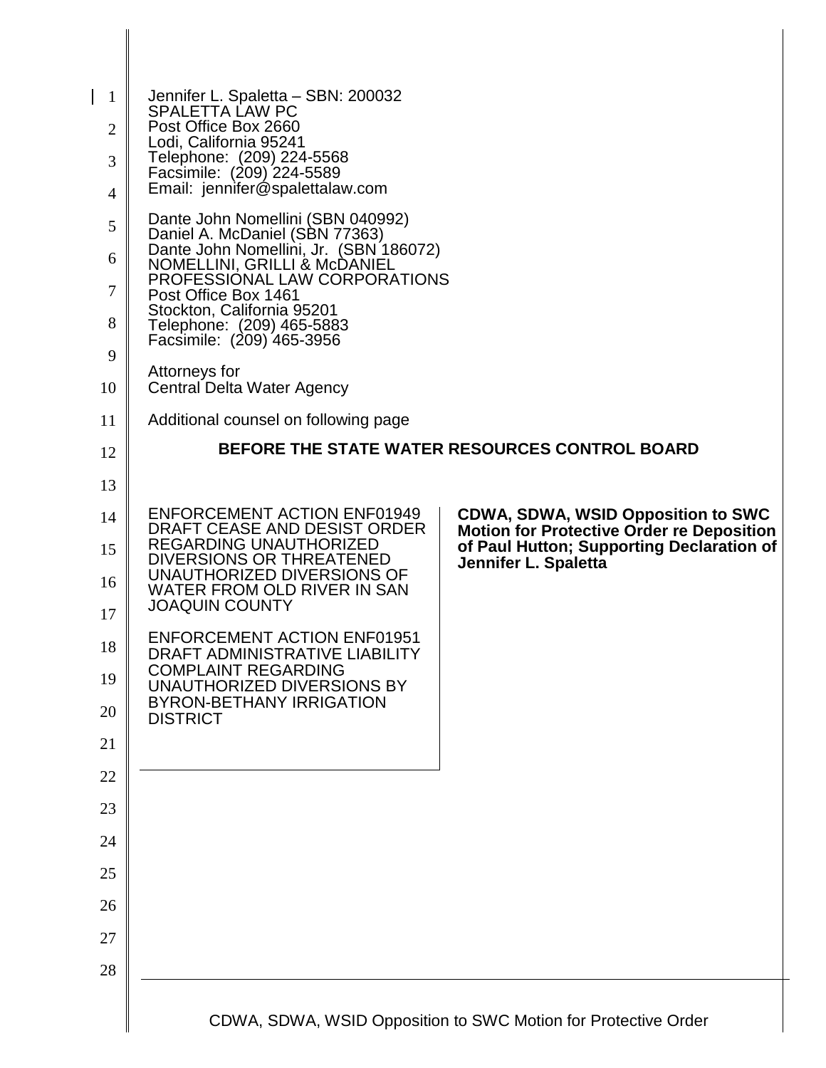Jennifer L. Spaletta – SBN: 200032
SPALETTA LAW PC
Post Office Box 2660
Lodi, California 95241
Telephone: (209) 224-5568
Facsimile: (209) 224-5589
Email: jennifer@spalettalaw.com

Dante John Nomellini (SBN 040992)
Daniel A. McDaniel (SBN 77363)
Dante John Nomellini, Jr. (SBN 186072)
NOMELLINI, GRILLI & McDANIEL
PROFESSIONAL LAW CORPORATIONS
Post Office Box 1461
Stockton, California 95201
Telephone: (209) 465-5883
Facsimile: (209) 465-3956

Attorneys for
Central Delta Water Agency

Additional counsel on following page

## BEFORE THE STATE WATER RESOURCES CONTROL BOARD

ENFORCEMENT ACTION ENF01949 DRAFT CEASE AND DESIST ORDER REGARDING UNAUTHORIZED DIVERSIONS OR THREATENED UNAUTHORIZED DIVERSIONS OF WATER FROM OLD RIVER IN SAN JOAQUIN COUNTY

ENFORCEMENT ACTION ENF01951 DRAFT ADMINISTRATIVE LIABILITY COMPLAINT REGARDING UNAUTHORIZED DIVERSIONS BY BYRON-BETHANY IRRIGATION DISTRICT

**CDWA, SDWA, WSID Opposition to SWC Motion for Protective Order re Deposition of Paul Hutton; Supporting Declaration of Jennifer L. Spaletta**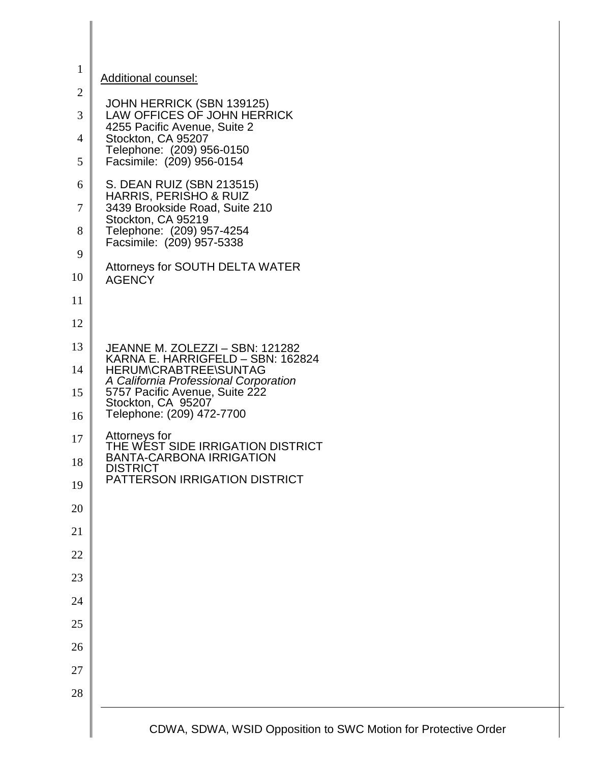Additional counsel:

JOHN HERRICK (SBN 139125)
LAW OFFICES OF JOHN HERRICK
4255 Pacific Avenue, Suite 2
Stockton, CA 95207
Telephone: (209) 956-0150
Facsimile: (209) 956-0154

S. DEAN RUIZ (SBN 213515)
HARRIS, PERISHO & RUIZ
3439 Brookside Road, Suite 210
Stockton, CA 95219
Telephone: (209) 957-4254
Facsimile: (209) 957-5338

Attorneys for SOUTH DELTA WATER AGENCY

JEANNE M. ZOLEZZI – SBN: 121282
KARNA E. HARRIGFELD – SBN: 162824
HERUM\CRABTREE\SUNTAG
*A California Professional Corporation*
5757 Pacific Avenue, Suite 222
Stockton, CA 95207
Telephone: (209) 472-7700

Attorneys for
THE WEST SIDE IRRIGATION DISTRICT
BANTA-CARBONA IRRIGATION DISTRICT
PATTERSON IRRIGATION DISTRICT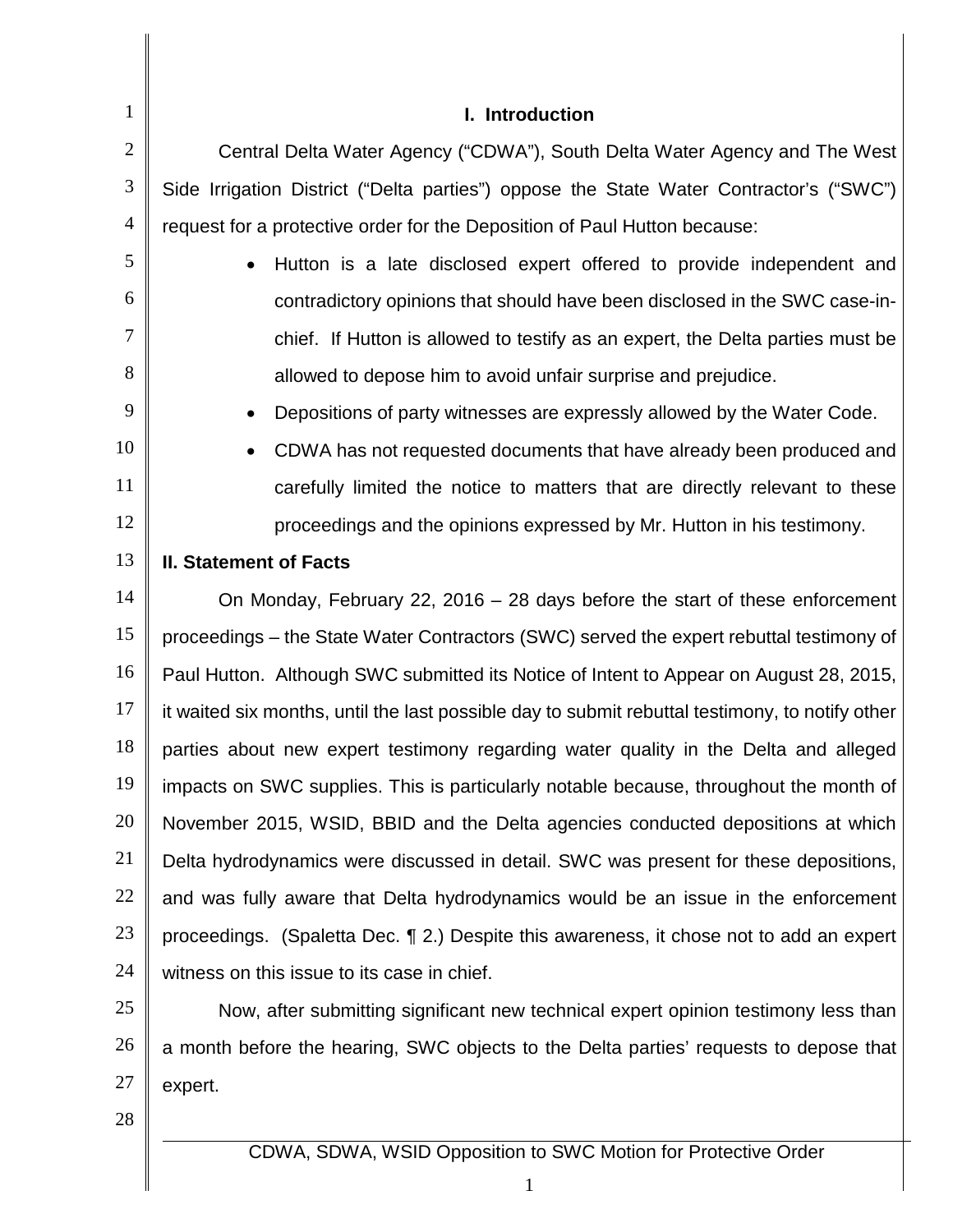## I. Introduction

Central Delta Water Agency ("CDWA"), South Delta Water Agency and The West Side Irrigation District ("Delta parties") oppose the State Water Contractor's ("SWC") request for a protective order for the Deposition of Paul Hutton because:

- Hutton is a late disclosed expert offered to provide independent and contradictory opinions that should have been disclosed in the SWC case-in-chief. If Hutton is allowed to testify as an expert, the Delta parties must be allowed to depose him to avoid unfair surprise and prejudice.
- Depositions of party witnesses are expressly allowed by the Water Code.
- CDWA has not requested documents that have already been produced and carefully limited the notice to matters that are directly relevant to these proceedings and the opinions expressed by Mr. Hutton in his testimony.

## II. Statement of Facts

On Monday, February 22, 2016 – 28 days before the start of these enforcement proceedings – the State Water Contractors (SWC) served the expert rebuttal testimony of Paul Hutton. Although SWC submitted its Notice of Intent to Appear on August 28, 2015, it waited six months, until the last possible day to submit rebuttal testimony, to notify other parties about new expert testimony regarding water quality in the Delta and alleged impacts on SWC supplies. This is particularly notable because, throughout the month of November 2015, WSID, BBID and the Delta agencies conducted depositions at which Delta hydrodynamics were discussed in detail. SWC was present for these depositions, and was fully aware that Delta hydrodynamics would be an issue in the enforcement proceedings. (Spaletta Dec. ¶ 2.) Despite this awareness, it chose not to add an expert witness on this issue to its case in chief.

Now, after submitting significant new technical expert opinion testimony less than a month before the hearing, SWC objects to the Delta parties' requests to depose that expert.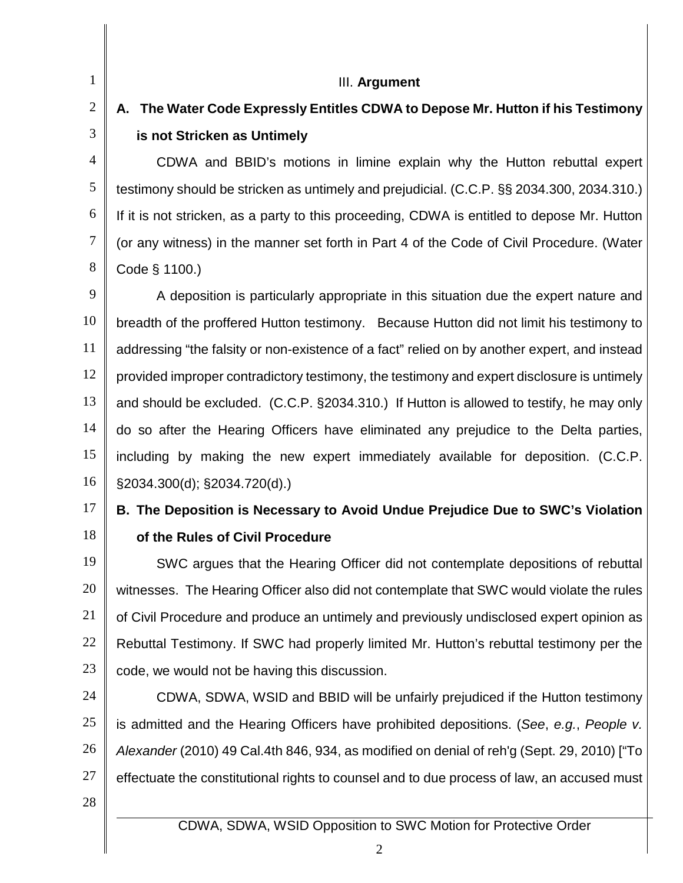## III. **Argument**

### A. The Water Code Expressly Entitles CDWA to Depose Mr. Hutton if his Testimony is not Stricken as Untimely

CDWA and BBID's motions in limine explain why the Hutton rebuttal expert testimony should be stricken as untimely and prejudicial. (C.C.P. §§ 2034.300, 2034.310.) If it is not stricken, as a party to this proceeding, CDWA is entitled to depose Mr. Hutton (or any witness) in the manner set forth in Part 4 of the Code of Civil Procedure. (Water Code § 1100.)

A deposition is particularly appropriate in this situation due the expert nature and breadth of the proffered Hutton testimony. Because Hutton did not limit his testimony to addressing "the falsity or non-existence of a fact" relied on by another expert, and instead provided improper contradictory testimony, the testimony and expert disclosure is untimely and should be excluded. (C.C.P. §2034.310.) If Hutton is allowed to testify, he may only do so after the Hearing Officers have eliminated any prejudice to the Delta parties, including by making the new expert immediately available for deposition. (C.C.P. §2034.300(d); §2034.720(d).)

### B. The Deposition is Necessary to Avoid Undue Prejudice Due to SWC's Violation of the Rules of Civil Procedure

SWC argues that the Hearing Officer did not contemplate depositions of rebuttal witnesses. The Hearing Officer also did not contemplate that SWC would violate the rules of Civil Procedure and produce an untimely and previously undisclosed expert opinion as Rebuttal Testimony. If SWC had properly limited Mr. Hutton's rebuttal testimony per the code, we would not be having this discussion.

CDWA, SDWA, WSID and BBID will be unfairly prejudiced if the Hutton testimony is admitted and the Hearing Officers have prohibited depositions. (*See*, *e.g.*, *People v. Alexander* (2010) 49 Cal.4th 846, 934, as modified on denial of reh'g (Sept. 29, 2010) ["To effectuate the constitutional rights to counsel and to due process of law, an accused must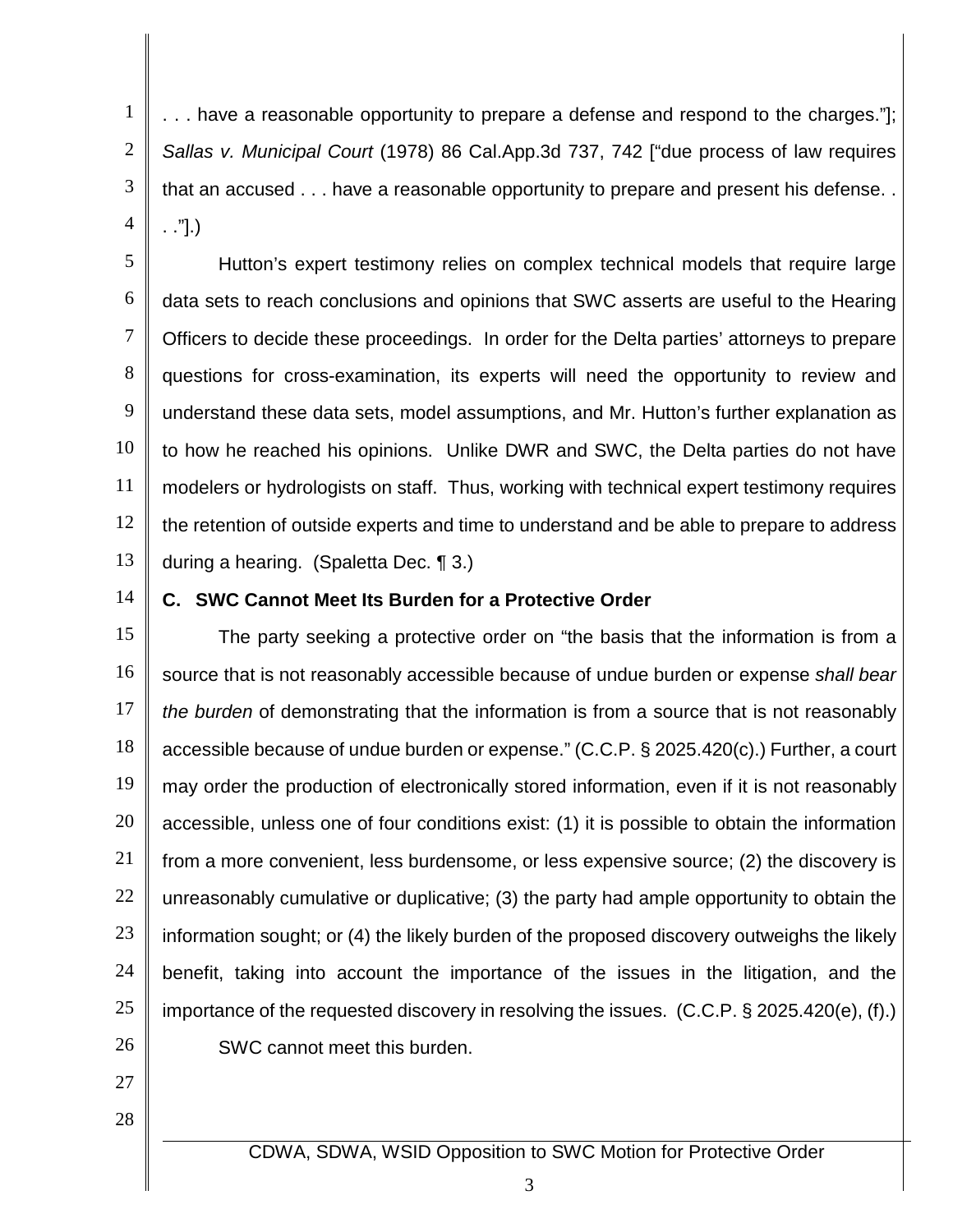. . . have a reasonable opportunity to prepare a defense and respond to the charges."]; *Sallas v. Municipal Court* (1978) 86 Cal.App.3d 737, 742 ["due process of law requires that an accused . . . have a reasonable opportunity to prepare and present his defense. . . ."].)

Hutton's expert testimony relies on complex technical models that require large data sets to reach conclusions and opinions that SWC asserts are useful to the Hearing Officers to decide these proceedings. In order for the Delta parties' attorneys to prepare questions for cross-examination, its experts will need the opportunity to review and understand these data sets, model assumptions, and Mr. Hutton's further explanation as to how he reached his opinions. Unlike DWR and SWC, the Delta parties do not have modelers or hydrologists on staff. Thus, working with technical expert testimony requires the retention of outside experts and time to understand and be able to prepare to address during a hearing. (Spaletta Dec. ¶ 3.)

### C. SWC Cannot Meet Its Burden for a Protective Order

The party seeking a protective order on "the basis that the information is from a source that is not reasonably accessible because of undue burden or expense *shall bear the burden* of demonstrating that the information is from a source that is not reasonably accessible because of undue burden or expense." (C.C.P. § 2025.420(c).) Further, a court may order the production of electronically stored information, even if it is not reasonably accessible, unless one of four conditions exist: (1) it is possible to obtain the information from a more convenient, less burdensome, or less expensive source; (2) the discovery is unreasonably cumulative or duplicative; (3) the party had ample opportunity to obtain the information sought; or (4) the likely burden of the proposed discovery outweighs the likely benefit, taking into account the importance of the issues in the litigation, and the importance of the requested discovery in resolving the issues. (C.C.P. § 2025.420(e), (f).)

SWC cannot meet this burden.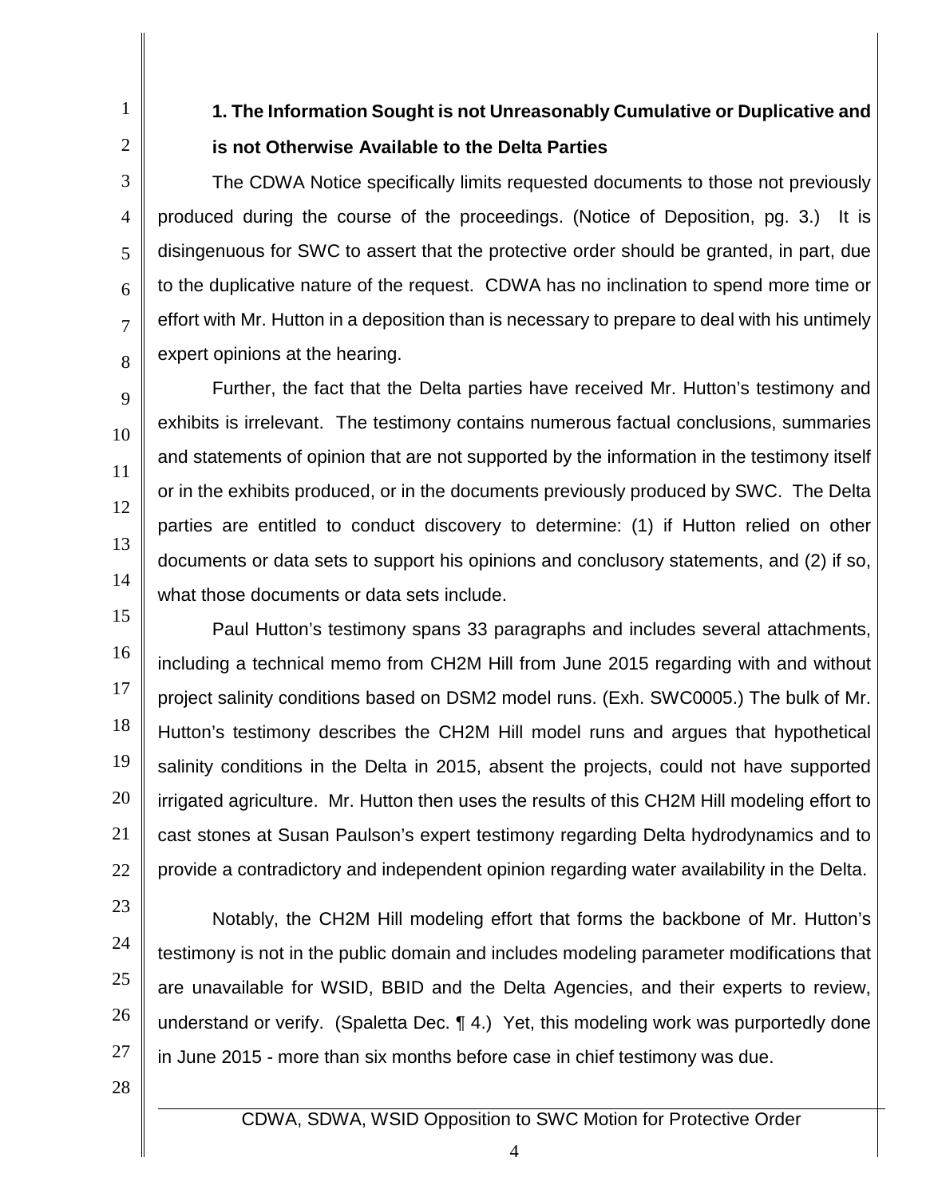### 1. The Information Sought is not Unreasonably Cumulative or Duplicative and is not Otherwise Available to the Delta Parties

The CDWA Notice specifically limits requested documents to those not previously produced during the course of the proceedings. (Notice of Deposition, pg. 3.) It is disingenuous for SWC to assert that the protective order should be granted, in part, due to the duplicative nature of the request. CDWA has no inclination to spend more time or effort with Mr. Hutton in a deposition than is necessary to prepare to deal with his untimely expert opinions at the hearing.

Further, the fact that the Delta parties have received Mr. Hutton's testimony and exhibits is irrelevant. The testimony contains numerous factual conclusions, summaries and statements of opinion that are not supported by the information in the testimony itself or in the exhibits produced, or in the documents previously produced by SWC. The Delta parties are entitled to conduct discovery to determine: (1) if Hutton relied on other documents or data sets to support his opinions and conclusory statements, and (2) if so, what those documents or data sets include.

Paul Hutton's testimony spans 33 paragraphs and includes several attachments, including a technical memo from CH2M Hill from June 2015 regarding with and without project salinity conditions based on DSM2 model runs. (Exh. SWC0005.) The bulk of Mr. Hutton's testimony describes the CH2M Hill model runs and argues that hypothetical salinity conditions in the Delta in 2015, absent the projects, could not have supported irrigated agriculture. Mr. Hutton then uses the results of this CH2M Hill modeling effort to cast stones at Susan Paulson's expert testimony regarding Delta hydrodynamics and to provide a contradictory and independent opinion regarding water availability in the Delta.

Notably, the CH2M Hill modeling effort that forms the backbone of Mr. Hutton's testimony is not in the public domain and includes modeling parameter modifications that are unavailable for WSID, BBID and the Delta Agencies, and their experts to review, understand or verify. (Spaletta Dec. ¶ 4.) Yet, this modeling work was purportedly done in June 2015 - more than six months before case in chief testimony was due.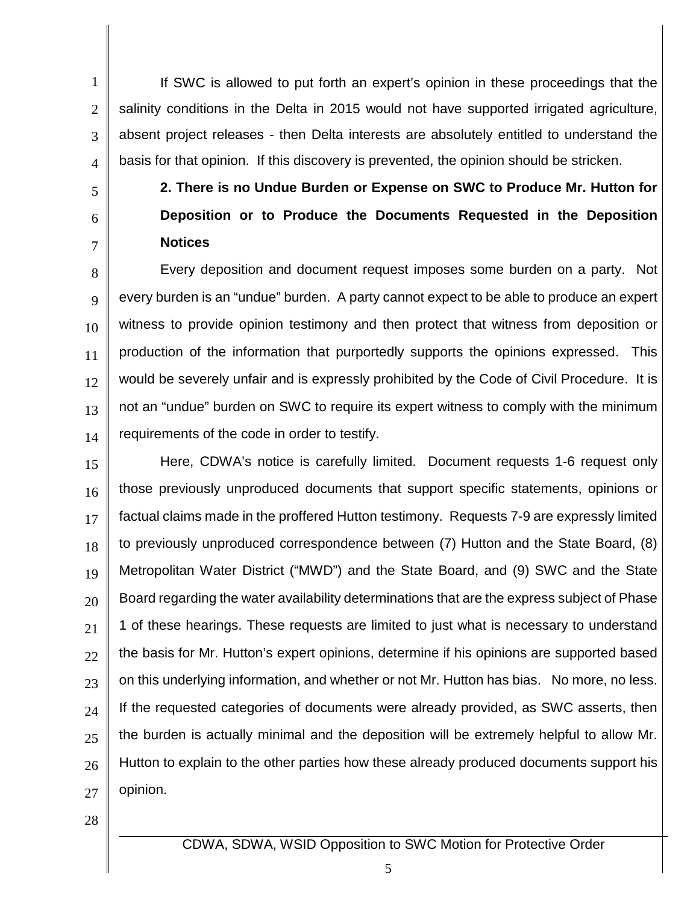If SWC is allowed to put forth an expert's opinion in these proceedings that the salinity conditions in the Delta in 2015 would not have supported irrigated agriculture, absent project releases - then Delta interests are absolutely entitled to understand the basis for that opinion. If this discovery is prevented, the opinion should be stricken.

**2. There is no Undue Burden or Expense on SWC to Produce Mr. Hutton for Deposition or to Produce the Documents Requested in the Deposition Notices**

Every deposition and document request imposes some burden on a party. Not every burden is an "undue" burden. A party cannot expect to be able to produce an expert witness to provide opinion testimony and then protect that witness from deposition or production of the information that purportedly supports the opinions expressed. This would be severely unfair and is expressly prohibited by the Code of Civil Procedure. It is not an "undue" burden on SWC to require its expert witness to comply with the minimum requirements of the code in order to testify.

Here, CDWA's notice is carefully limited. Document requests 1-6 request only those previously unproduced documents that support specific statements, opinions or factual claims made in the proffered Hutton testimony. Requests 7-9 are expressly limited to previously unproduced correspondence between (7) Hutton and the State Board, (8) Metropolitan Water District ("MWD") and the State Board, and (9) SWC and the State Board regarding the water availability determinations that are the express subject of Phase 1 of these hearings. These requests are limited to just what is necessary to understand the basis for Mr. Hutton's expert opinions, determine if his opinions are supported based on this underlying information, and whether or not Mr. Hutton has bias. No more, no less. If the requested categories of documents were already provided, as SWC asserts, then the burden is actually minimal and the deposition will be extremely helpful to allow Mr. Hutton to explain to the other parties how these already produced documents support his opinion.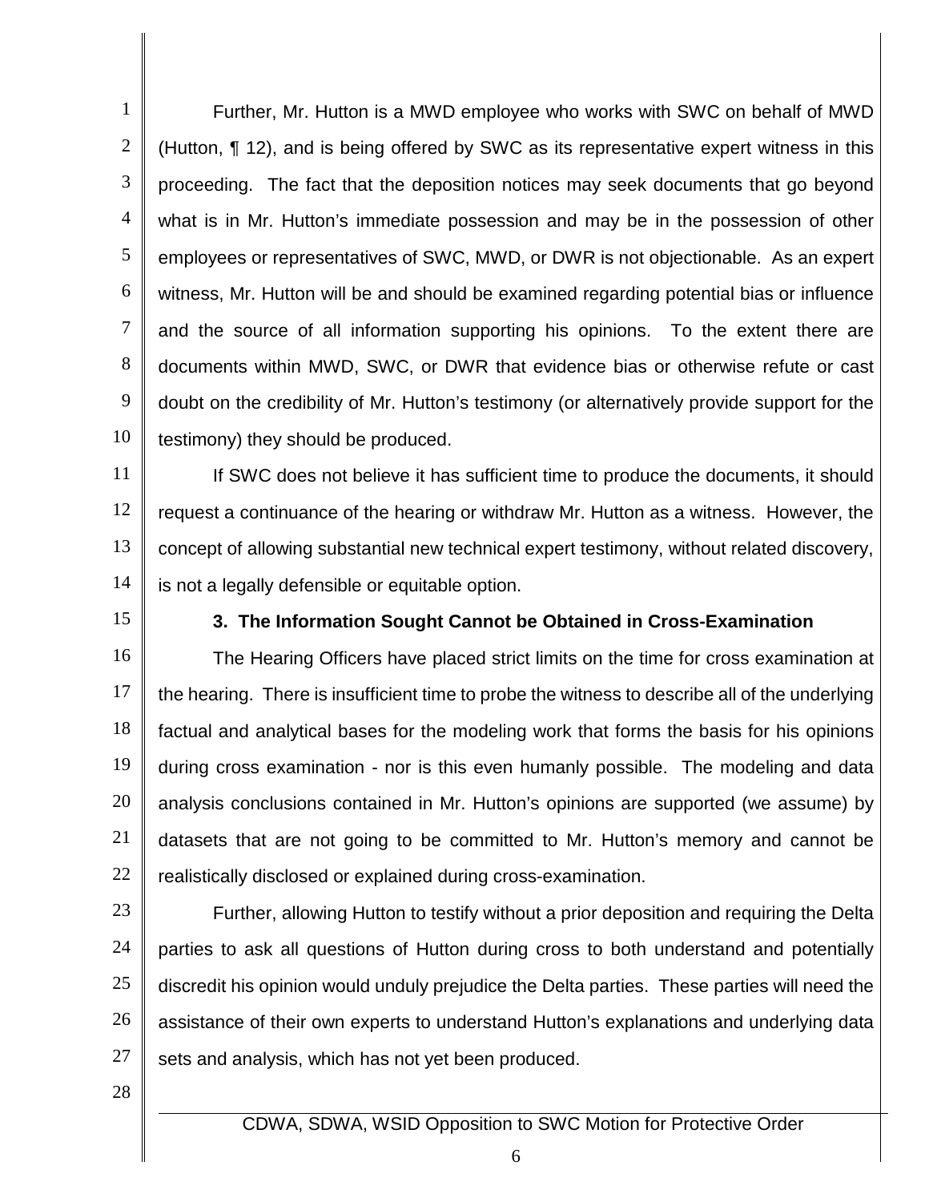Further, Mr. Hutton is a MWD employee who works with SWC on behalf of MWD (Hutton, ¶ 12), and is being offered by SWC as its representative expert witness in this proceeding. The fact that the deposition notices may seek documents that go beyond what is in Mr. Hutton's immediate possession and may be in the possession of other employees or representatives of SWC, MWD, or DWR is not objectionable. As an expert witness, Mr. Hutton will be and should be examined regarding potential bias or influence and the source of all information supporting his opinions. To the extent there are documents within MWD, SWC, or DWR that evidence bias or otherwise refute or cast doubt on the credibility of Mr. Hutton's testimony (or alternatively provide support for the testimony) they should be produced.

If SWC does not believe it has sufficient time to produce the documents, it should request a continuance of the hearing or withdraw Mr. Hutton as a witness. However, the concept of allowing substantial new technical expert testimony, without related discovery, is not a legally defensible or equitable option.

**3. The Information Sought Cannot be Obtained in Cross-Examination**

The Hearing Officers have placed strict limits on the time for cross examination at the hearing. There is insufficient time to probe the witness to describe all of the underlying factual and analytical bases for the modeling work that forms the basis for his opinions during cross examination - nor is this even humanly possible. The modeling and data analysis conclusions contained in Mr. Hutton's opinions are supported (we assume) by datasets that are not going to be committed to Mr. Hutton's memory and cannot be realistically disclosed or explained during cross-examination.

Further, allowing Hutton to testify without a prior deposition and requiring the Delta parties to ask all questions of Hutton during cross to both understand and potentially discredit his opinion would unduly prejudice the Delta parties. These parties will need the assistance of their own experts to understand Hutton's explanations and underlying data sets and analysis, which has not yet been produced.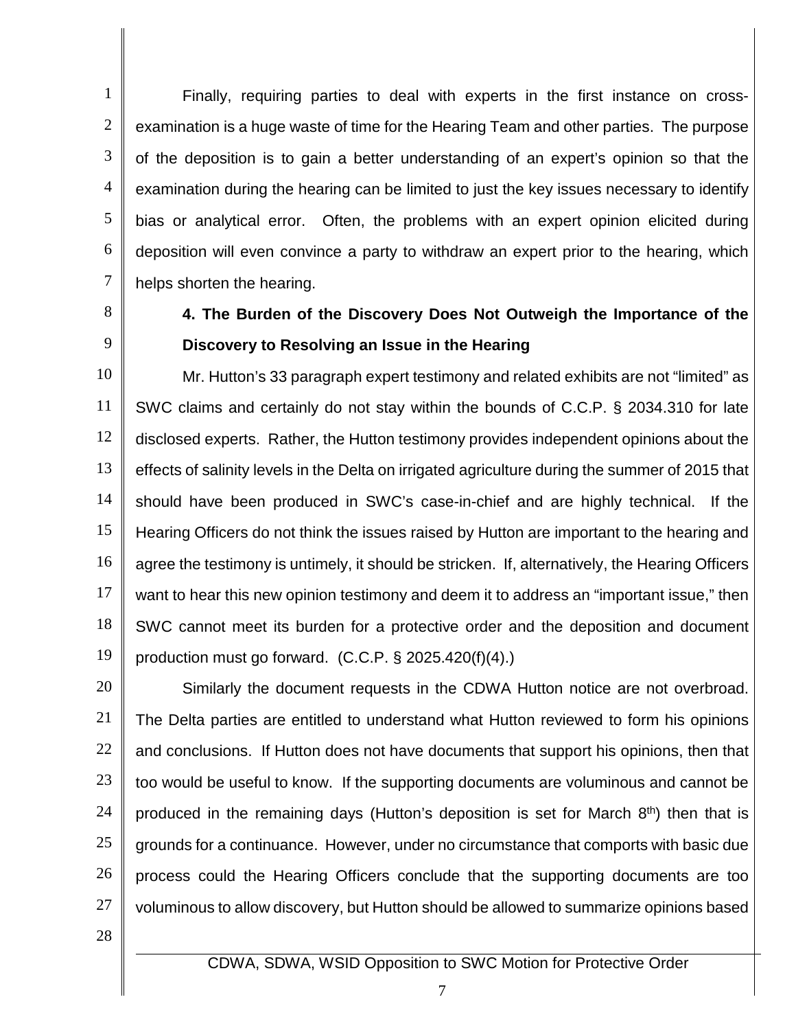Finally, requiring parties to deal with experts in the first instance on cross-examination is a huge waste of time for the Hearing Team and other parties. The purpose of the deposition is to gain a better understanding of an expert's opinion so that the examination during the hearing can be limited to just the key issues necessary to identify bias or analytical error. Often, the problems with an expert opinion elicited during deposition will even convince a party to withdraw an expert prior to the hearing, which helps shorten the hearing.

**4. The Burden of the Discovery Does Not Outweigh the Importance of the Discovery to Resolving an Issue in the Hearing**

Mr. Hutton's 33 paragraph expert testimony and related exhibits are not "limited" as SWC claims and certainly do not stay within the bounds of C.C.P. § 2034.310 for late disclosed experts. Rather, the Hutton testimony provides independent opinions about the effects of salinity levels in the Delta on irrigated agriculture during the summer of 2015 that should have been produced in SWC's case-in-chief and are highly technical. If the Hearing Officers do not think the issues raised by Hutton are important to the hearing and agree the testimony is untimely, it should be stricken. If, alternatively, the Hearing Officers want to hear this new opinion testimony and deem it to address an "important issue," then SWC cannot meet its burden for a protective order and the deposition and document production must go forward. (C.C.P. § 2025.420(f)(4).)

Similarly the document requests in the CDWA Hutton notice are not overbroad. The Delta parties are entitled to understand what Hutton reviewed to form his opinions and conclusions. If Hutton does not have documents that support his opinions, then that too would be useful to know. If the supporting documents are voluminous and cannot be produced in the remaining days (Hutton's deposition is set for March 8th) then that is grounds for a continuance. However, under no circumstance that comports with basic due process could the Hearing Officers conclude that the supporting documents are too voluminous to allow discovery, but Hutton should be allowed to summarize opinions based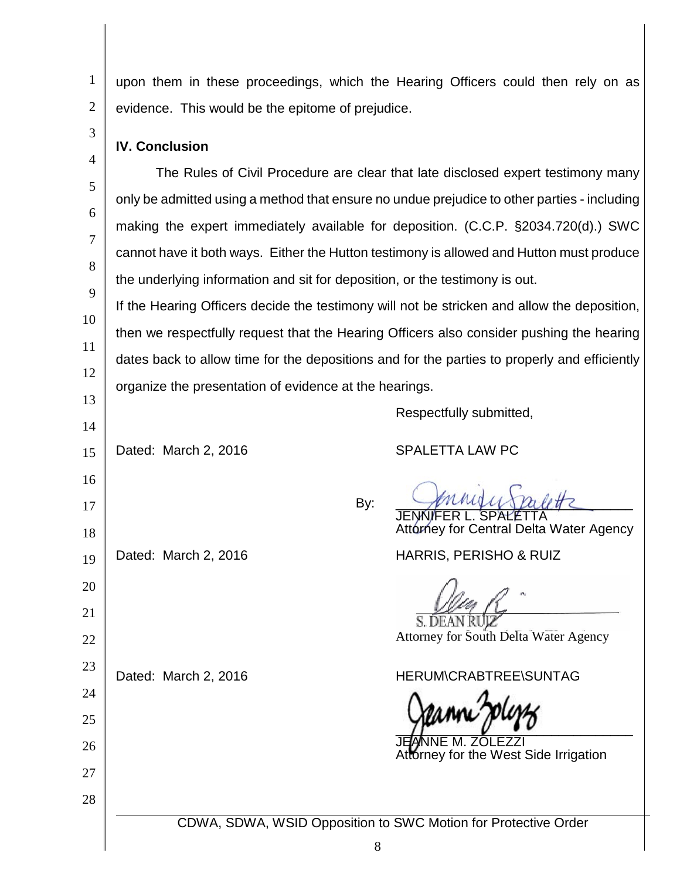upon them in these proceedings, which the Hearing Officers could then rely on as evidence. This would be the epitome of prejudice.

## IV. Conclusion

The Rules of Civil Procedure are clear that late disclosed expert testimony many only be admitted using a method that ensure no undue prejudice to other parties - including making the expert immediately available for deposition. (C.C.P. §2034.720(d).) SWC cannot have it both ways. Either the Hutton testimony is allowed and Hutton must produce the underlying information and sit for deposition, or the testimony is out.

If the Hearing Officers decide the testimony will not be stricken and allow the deposition, then we respectfully request that the Hearing Officers also consider pushing the hearing dates back to allow time for the depositions and for the parties to properly and efficiently organize the presentation of evidence at the hearings.

Respectfully submitted,

Dated: March 2, 2016

SPALETTA LAW PC

By: ______________________
JENNIFER L. SPALETTA
Attorney for Central Delta Water Agency

Dated: March 2, 2016

HARRIS, PERISHO & RUIZ

______________________
S. DEAN RUIZ
Attorney for South Delta Water Agency

Dated: March 2, 2016

HERUM\CRABTREE\SUNTAG

______________________
JEANNE M. ZOLEZZI
Attorney for the West Side Irrigation

CDWA, SDWA, WSID Opposition to SWC Motion for Protective Order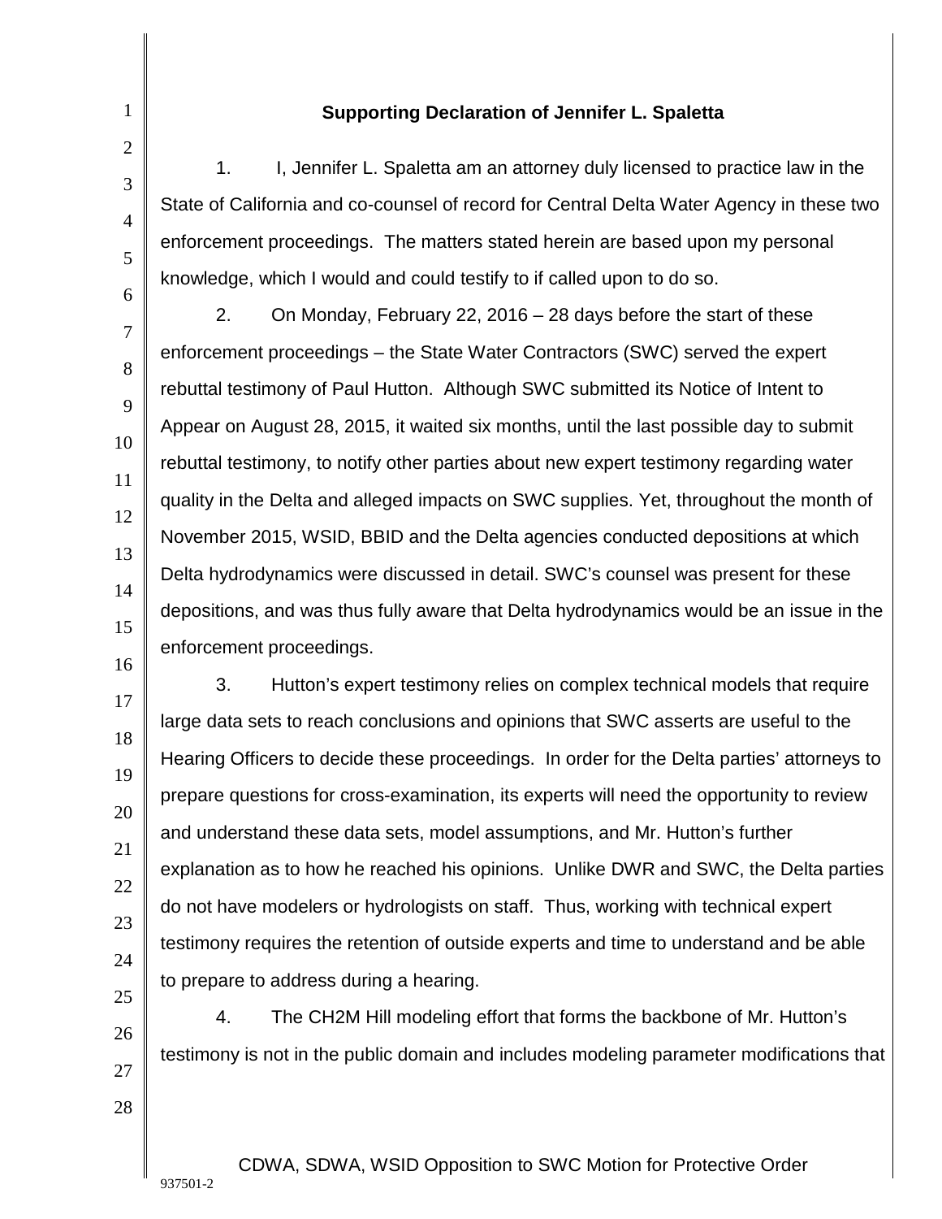**Supporting Declaration of Jennifer L. Spaletta**

1. I, Jennifer L. Spaletta am an attorney duly licensed to practice law in the State of California and co-counsel of record for Central Delta Water Agency in these two enforcement proceedings. The matters stated herein are based upon my personal knowledge, which I would and could testify to if called upon to do so.

2. On Monday, February 22, 2016 – 28 days before the start of these enforcement proceedings – the State Water Contractors (SWC) served the expert rebuttal testimony of Paul Hutton. Although SWC submitted its Notice of Intent to Appear on August 28, 2015, it waited six months, until the last possible day to submit rebuttal testimony, to notify other parties about new expert testimony regarding water quality in the Delta and alleged impacts on SWC supplies. Yet, throughout the month of November 2015, WSID, BBID and the Delta agencies conducted depositions at which Delta hydrodynamics were discussed in detail. SWC's counsel was present for these depositions, and was thus fully aware that Delta hydrodynamics would be an issue in the enforcement proceedings.

3. Hutton's expert testimony relies on complex technical models that require large data sets to reach conclusions and opinions that SWC asserts are useful to the Hearing Officers to decide these proceedings. In order for the Delta parties' attorneys to prepare questions for cross-examination, its experts will need the opportunity to review and understand these data sets, model assumptions, and Mr. Hutton's further explanation as to how he reached his opinions. Unlike DWR and SWC, the Delta parties do not have modelers or hydrologists on staff. Thus, working with technical expert testimony requires the retention of outside experts and time to understand and be able to prepare to address during a hearing.

4. The CH2M Hill modeling effort that forms the backbone of Mr. Hutton's testimony is not in the public domain and includes modeling parameter modifications that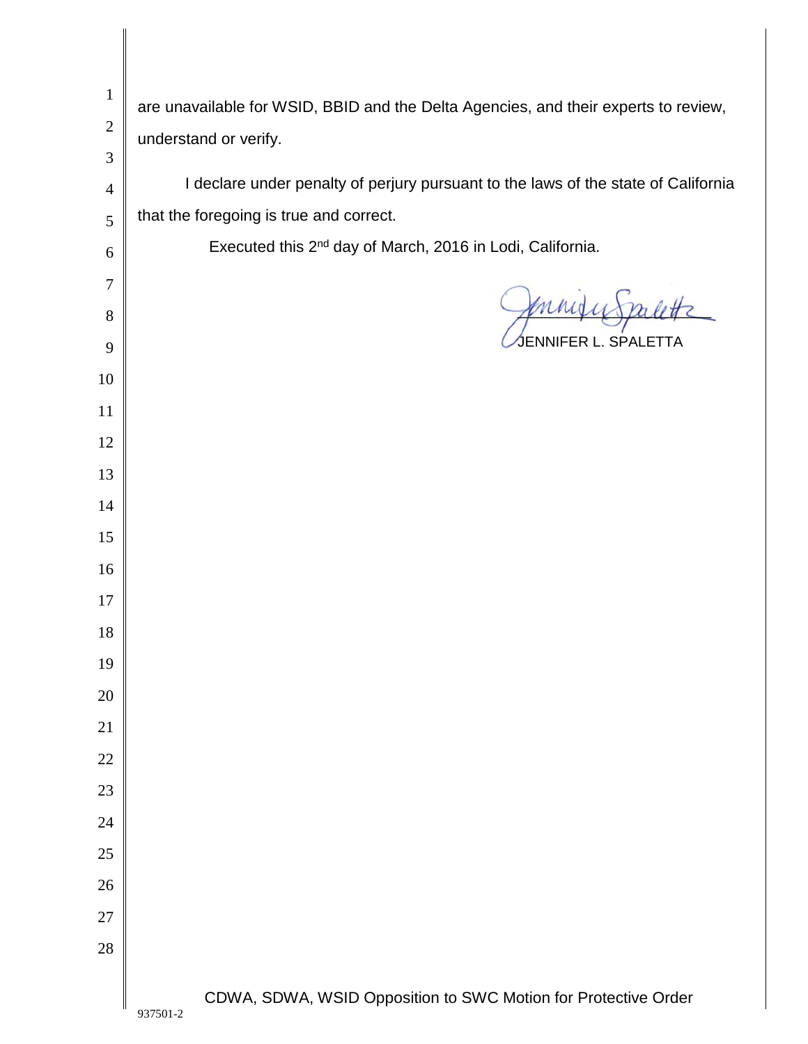are unavailable for WSID, BBID and the Delta Agencies, and their experts to review, understand or verify.

I declare under penalty of perjury pursuant to the laws of the state of California that the foregoing is true and correct.

Executed this 2nd day of March, 2016 in Lodi, California.

JENNIFER L. SPALETTA